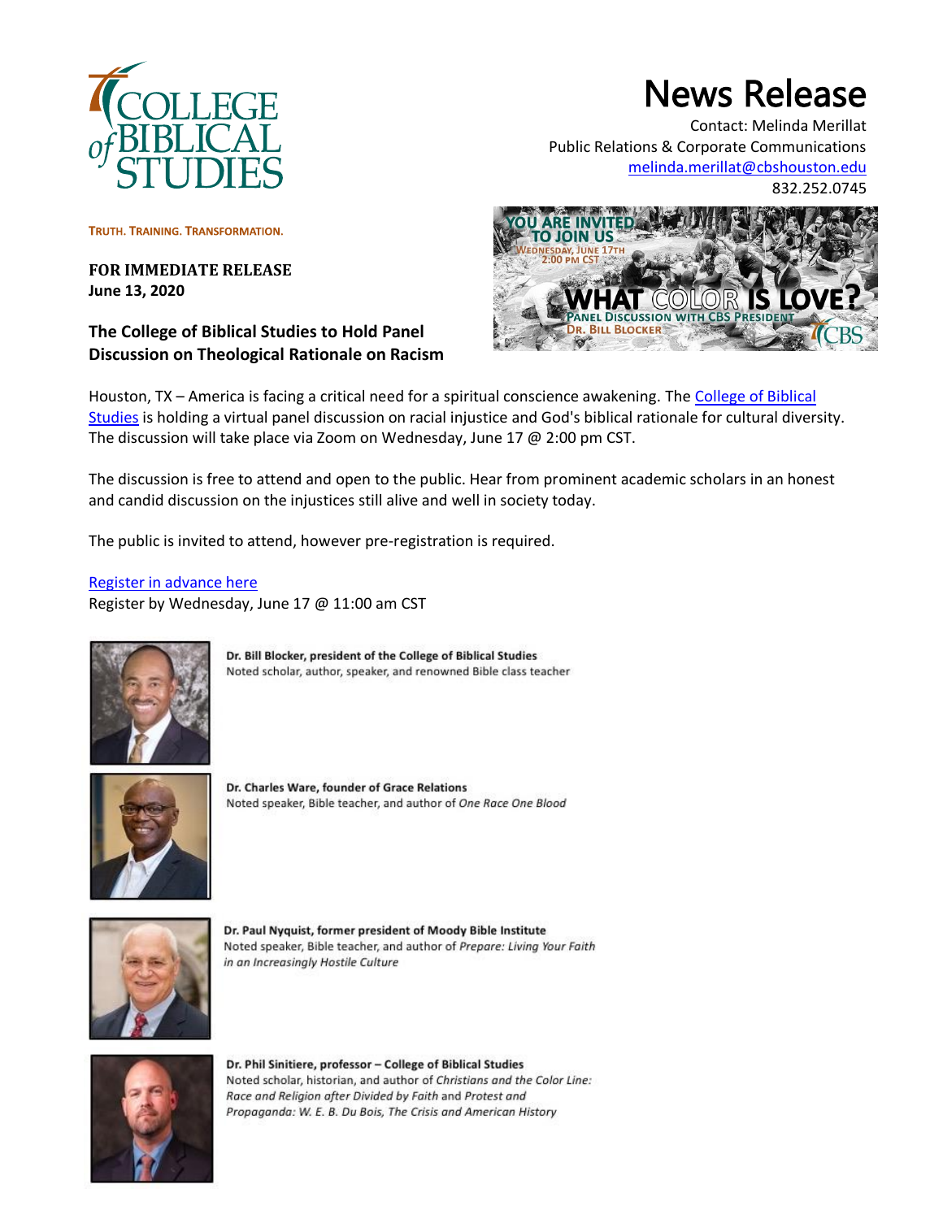# News Release

Contact: Melinda Merillat
Public Relations & Corporate Communications
melinda.merillat@cbshouston.edu
832.252.0745

TRUTH. TRAINING. TRANSFORMATION.

**FOR IMMEDIATE RELEASE**
**June 13, 2020**

## The College of Biblical Studies to Hold Panel Discussion on Theological Rationale on Racism

Houston, TX – America is facing a critical need for a spiritual conscience awakening. The [College of Biblical Studies](#) is holding a virtual panel discussion on racial injustice and God's biblical rationale for cultural diversity. The discussion will take place via Zoom on Wednesday, June 17 @ 2:00 pm CST.

The discussion is free to attend and open to the public. Hear from prominent academic scholars in an honest and candid discussion on the injustices still alive and well in society today.

The public is invited to attend, however pre-registration is required.

[Register in advance here](#)
Register by Wednesday, June 17 @ 11:00 am CST

**Dr. Bill Blocker, president of the College of Biblical Studies**
Noted scholar, author, speaker, and renowned Bible class teacher

**Dr. Charles Ware, founder of Grace Relations**
Noted speaker, Bible teacher, and author of *One Race One Blood*

**Dr. Paul Nyquist, former president of Moody Bible Institute**
Noted speaker, Bible teacher, and author of *Prepare: Living Your Faith in an Increasingly Hostile Culture*

**Dr. Phil Sinitiere, professor – College of Biblical Studies**
Noted scholar, historian, and author of *Christians and the Color Line: Race and Religion after Divided by Faith* and *Protest and Propaganda: W. E. B. Du Bois, The Crisis and American History*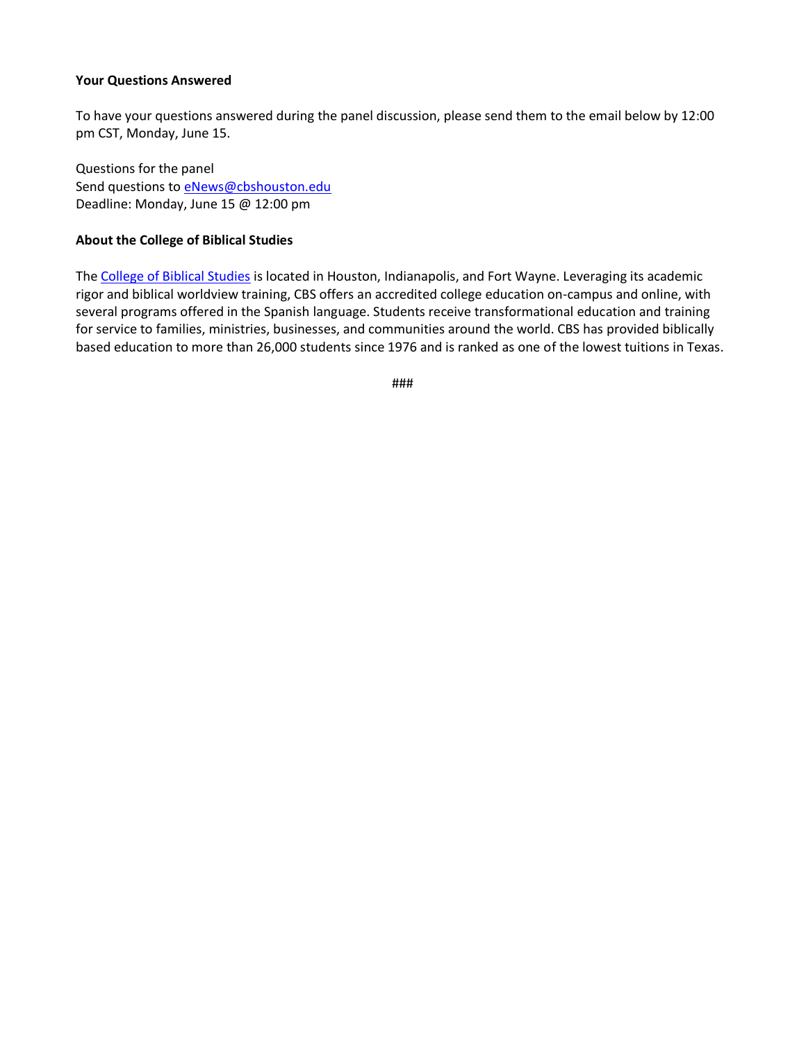**Your Questions Answered**

To have your questions answered during the panel discussion, please send them to the email below by 12:00 pm CST, Monday, June 15.

Questions for the panel
Send questions to eNews@cbshouston.edu
Deadline: Monday, June 15 @ 12:00 pm

**About the College of Biblical Studies**

The College of Biblical Studies is located in Houston, Indianapolis, and Fort Wayne. Leveraging its academic rigor and biblical worldview training, CBS offers an accredited college education on-campus and online, with several programs offered in the Spanish language. Students receive transformational education and training for service to families, ministries, businesses, and communities around the world. CBS has provided biblically based education to more than 26,000 students since 1976 and is ranked as one of the lowest tuitions in Texas.

###